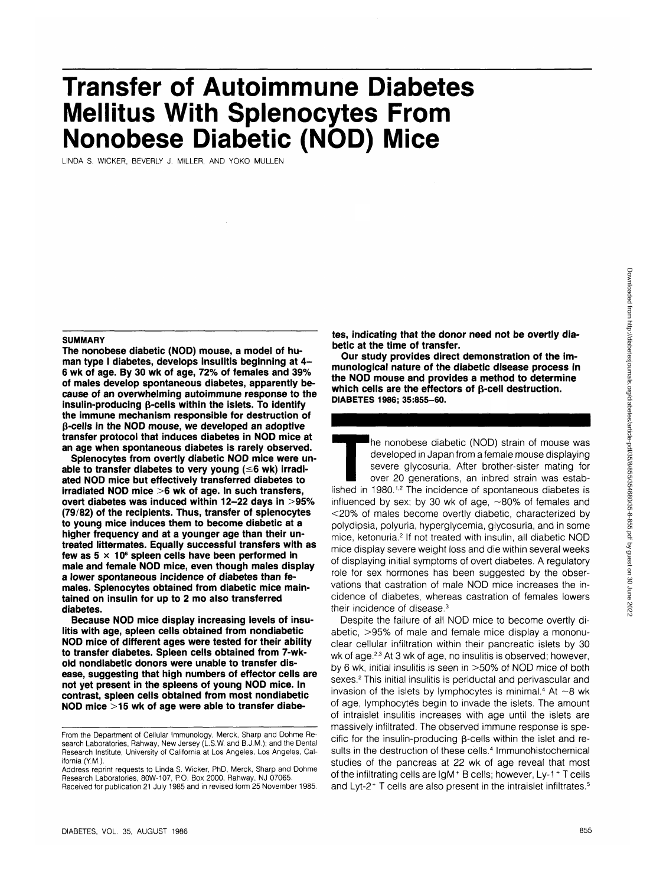# Transfer of Autoimmune Diabetes Mellitus With Splenocytes From Nonobese Diabetic (NOD) Mice

LINDA S. WICKER, BEVERLY J. MILLER, AND YOKO MULLEN

## SUMMARY

**The nonobese diabetic (NOD) mouse, a model of human type I diabetes, develops insulitis beginning at 4–6 wk of age. By 30 wk of age, 72% of females and 39% of males develop spontaneous diabetes, apparently because of an overwhelming autoimmune response to the insulin-producing β-cells within the islets. To identify the immune mechanism responsible for destruction of β-cells in the NOD mouse, we developed an adoptive transfer protocol that induces diabetes in NOD mice at an age when spontaneous diabetes is rarely observed.**

**Splenocytes from overtly diabetic NOD mice were unable to transfer diabetes to very young (≤6 wk) irradiated NOD mice but effectively transferred diabetes to irradiated NOD mice >6 wk of age. In such transfers, overt diabetes was induced within 12–22 days in >95% (79/82) of the recipients. Thus, transfer of splenocytes to young mice induces them to become diabetic at a higher frequency and at a younger age than their untreated littermates. Equally successful transfers with as few as $5 \times 10^6$ spleen cells have been performed in male and female NOD mice, even though males display a lower spontaneous incidence of diabetes than females. Splenocytes obtained from diabetic mice maintained on insulin for up to 2 mo also transferred diabetes.**

**Because NOD mice display increasing levels of insulitis with age, spleen cells obtained from nondiabetic NOD mice of different ages were tested for their ability to transfer diabetes. Spleen cells obtained from 7-wk-old nondiabetic donors were unable to transfer disease, suggesting that high numbers of effector cells are not yet present in the spleens of young NOD mice. In contrast, spleen cells obtained from most nondiabetic NOD mice >15 wk of age were able to transfer diabetes, indicating that the donor need not be overtly diabetic at the time of transfer.**

**Our study provides direct demonstration of the immunological nature of the diabetic disease process in the NOD mouse and provides a method to determine which cells are the effectors of β-cell destruction. DIABETES 1986; 35:855–60.**

From the Department of Cellular Immunology, Merck, Sharp and Dohme Research Laboratories, Rahway, New Jersey (L.S.W. and B.J.M.); and the Dental Research Institute, University of California at Los Angeles, Los Angeles, California (Y.M.).

Address reprint requests to Linda S. Wicker, PhD, Merck, Sharp and Dohme Research Laboratories, 80W-107, P.O. Box 2000, Rahway, NJ 07065.

Received for publication 21 July 1985 and in revised form 25 November 1985.

The nonobese diabetic (NOD) strain of mouse was developed in Japan from a female mouse displaying severe glycosuria. After brother-sister mating for over 20 generations, an inbred strain was established in 1980.[1,2] The incidence of spontaneous diabetes is influenced by sex; by 30 wk of age, ~80% of females and <20% of males become overtly diabetic, characterized by polydipsia, polyuria, hyperglycemia, glycosuria, and in some mice, ketonuria.[2] If not treated with insulin, all diabetic NOD mice display severe weight loss and die within several weeks of displaying initial symptoms of overt diabetes. A regulatory role for sex hormones has been suggested by the observations that castration of male NOD mice increases the incidence of diabetes, whereas castration of females lowers their incidence of disease.[3]

Despite the failure of all NOD mice to become overtly diabetic, >95% of male and female mice display a mononuclear cellular infiltration within their pancreatic islets by 30 wk of age.[2,3] At 3 wk of age, no insulitis is observed; however, by 6 wk, initial insulitis is seen in >50% of NOD mice of both sexes.[2] This initial insulitis is periductal and perivascular and invasion of the islets by lymphocytes is minimal.[4] At ~8 wk of age, lymphocytes begin to invade the islets. The amount of intraislet insulitis increases with age until the islets are massively infiltrated. The observed immune response is specific for the insulin-producing β-cells within the islet and results in the destruction of these cells.[4] Immunohistochemical studies of the pancreas at 22 wk of age reveal that most of the infiltrating cells are $IgM^+$ B cells; however, Ly-1$^+$ T cells and Lyt-2$^+$ T cells are also present in the intraislet infiltrates.[5]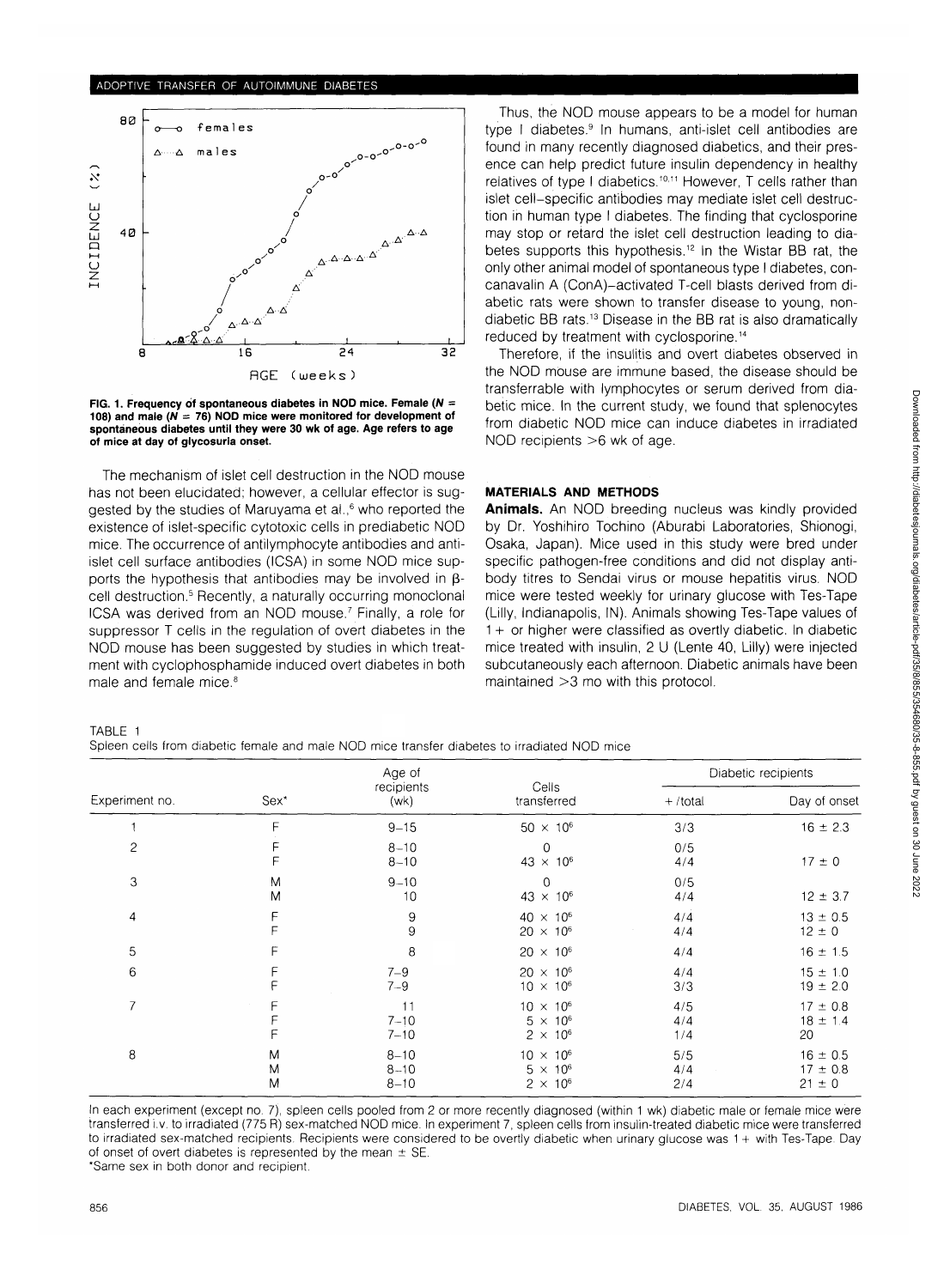FIG. 1. Frequency of spontaneous diabetes in NOD mice. Female ($N$ = 108) and male ($N$ = 76) NOD mice were monitored for development of spontaneous diabetes until they were 30 wk of age. Age refers to age of mice at day of glycosuria onset.

The mechanism of islet cell destruction in the NOD mouse has not been elucidated; however, a cellular effector is suggested by the studies of Maruyama et al.,[6] who reported the existence of islet-specific cytotoxic cells in prediabetic NOD mice. The occurrence of antilymphocyte antibodies and anti-islet cell surface antibodies (ICSA) in some NOD mice supports the hypothesis that antibodies may be involved in β-cell destruction.[5] Recently, a naturally occurring monoclonal ICSA was derived from an NOD mouse.[7] Finally, a role for suppressor T cells in the regulation of overt diabetes in the NOD mouse has been suggested by studies in which treatment with cyclophosphamide induced overt diabetes in both male and female mice.[8]

Thus, the NOD mouse appears to be a model for human type I diabetes.[9] In humans, anti-islet cell antibodies are found in many recently diagnosed diabetics, and their presence can help predict future insulin dependency in healthy relatives of type I diabetics.[10,11] However, T cells rather than islet cell-specific antibodies may mediate islet cell destruction in human type I diabetes. The finding that cyclosporine may stop or retard the islet cell destruction leading to diabetes supports this hypothesis.[12] In the Wistar BB rat, the only other animal model of spontaneous type I diabetes, concanavalin A (ConA)-activated T-cell blasts derived from diabetic rats were shown to transfer disease to young, nondiabetic BB rats.[13] Disease in the BB rat is also dramatically reduced by treatment with cyclosporine.[14]

Therefore, if the insulitis and overt diabetes observed in the NOD mouse are immune based, the disease should be transferrable with lymphocytes or serum derived from diabetic mice. In the current study, we found that splenocytes from diabetic NOD mice can induce diabetes in irradiated NOD recipients >6 wk of age.

## MATERIALS AND METHODS

**Animals.** An NOD breeding nucleus was kindly provided by Dr. Yoshihiro Tochino (Aburabi Laboratories, Shionogi, Osaka, Japan). Mice used in this study were bred under specific pathogen-free conditions and did not display antibody titres to Sendai virus or mouse hepatitis virus. NOD mice were tested weekly for urinary glucose with Tes-Tape (Lilly, Indianapolis, IN). Animals showing Tes-Tape values of 1+ or higher were classified as overtly diabetic. In diabetic mice treated with insulin, 2 U (Lente 40, Lilly) were injected subcutaneously each afternoon. Diabetic animals have been maintained >3 mo with this protocol.

TABLE 1
Spleen cells from diabetic female and male NOD mice transfer diabetes to irradiated NOD mice

| Experiment no. | Sex* | Age of recipients (wk) | Cells transferred | Diabetic recipients | |
|---|---|---|---|---|---|
| | | | | +/total | Day of onset |
| 1 | F | 9–15 | $50 \times 10^6$ | 3/3 | $16 \pm 2.3$ |
| 2 | F | 8–10 | 0 | 0/5 | |
| | F | 8–10 | $43 \times 10^6$ | 4/4 | $17 \pm 0$ |
| 3 | M | 9–10 | 0 | 0/5 | |
| | M | 10 | $43 \times 10^6$ | 4/4 | $12 \pm 3.7$ |
| 4 | F | 9 | $40 \times 10^6$ | 4/4 | $13 \pm 0.5$ |
| | F | 9 | $20 \times 10^6$ | 4/4 | $12 \pm 0$ |
| 5 | F | 8 | $20 \times 10^6$ | 4/4 | $16 \pm 1.5$ |
| 6 | F | 7–9 | $20 \times 10^6$ | 4/4 | $15 \pm 1.0$ |
| | F | 7–9 | $10 \times 10^6$ | 3/3 | $19 \pm 2.0$ |
| 7 | F | 11 | $10 \times 10^6$ | 4/5 | $17 \pm 0.8$ |
| | F | 7–10 | $5 \times 10^6$ | 4/4 | $18 \pm 1.4$ |
| | F | 7–10 | $2 \times 10^6$ | 1/4 | 20 |
| 8 | M | 8–10 | $10 \times 10^6$ | 5/5 | $16 \pm 0.5$ |
| | M | 8–10 | $5 \times 10^6$ | 4/4 | $17 \pm 0.8$ |
| | M | 8–10 | $2 \times 10^6$ | 2/4 | $21 \pm 0$ |

In each experiment (except no. 7), spleen cells pooled from 2 or more recently diagnosed (within 1 wk) diabetic male or female mice were transferred i.v. to irradiated (775 R) sex-matched NOD mice. In experiment 7, spleen cells from insulin-treated diabetic mice were transferred to irradiated sex-matched recipients. Recipients were considered to be overtly diabetic when urinary glucose was 1+ with Tes-Tape. Day of onset of overt diabetes is represented by the mean ± SE.
*Same sex in both donor and recipient.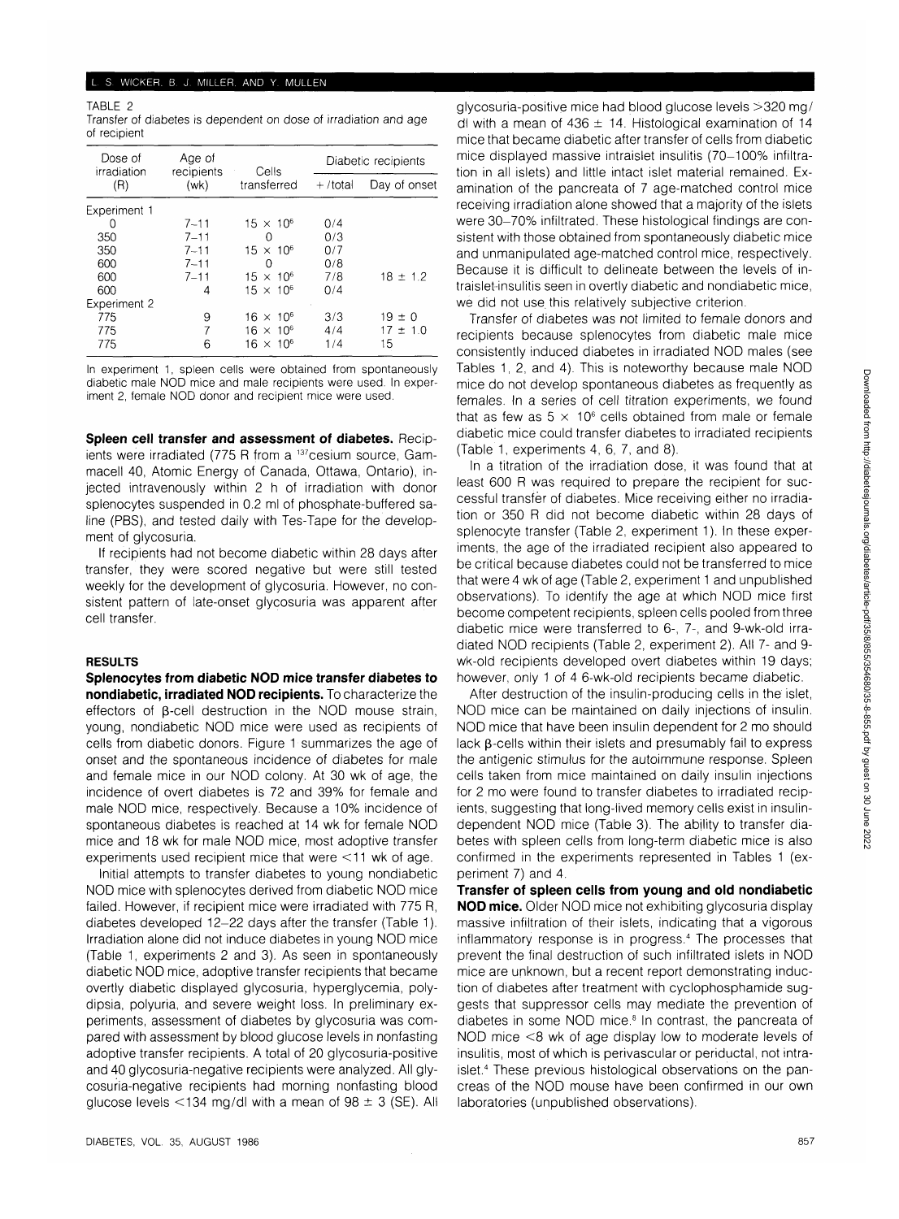TABLE 2

Transfer of diabetes is dependent on dose of irradiation and age of recipient

| Dose of irradiation (R) | Age of recipients (wk) | Cells transferred | Diabetic recipients | |
|---|---|---|---|---|
| | | | +/total | Day of onset |
| Experiment 1 | | | | |
| 0 | 7–11 | $15 \times 10^6$ | 0/4 | |
| 350 | 7–11 | 0 | 0/3 | |
| 350 | 7–11 | $15 \times 10^6$ | 0/7 | |
| 600 | 7–11 | 0 | 0/8 | |
| 600 | 7–11 | $15 \times 10^6$ | 7/8 | $18 \pm 1.2$ |
| 600 | 4 | $15 \times 10^6$ | 0/4 | |
| Experiment 2 | | | | |
| 775 | 9 | $16 \times 10^6$ | 3/3 | $19 \pm 0$ |
| 775 | 7 | $16 \times 10^6$ | 4/4 | $17 \pm 1.0$ |
| 775 | 6 | $16 \times 10^6$ | 1/4 | 15 |

In experiment 1, spleen cells were obtained from spontaneously diabetic male NOD mice and male recipients were used. In experiment 2, female NOD donor and recipient mice were used.

**Spleen cell transfer and assessment of diabetes.** Recipients were irradiated (775 R from a $^{137}$cesium source, Gammacell 40, Atomic Energy of Canada, Ottawa, Ontario), injected intravenously within 2 h of irradiation with donor splenocytes suspended in 0.2 ml of phosphate-buffered saline (PBS), and tested daily with Tes-Tape for the development of glycosuria.

If recipients had not become diabetic within 28 days after transfer, they were scored negative but were still tested weekly for the development of glycosuria. However, no consistent pattern of late-onset glycosuria was apparent after cell transfer.

## RESULTS

**Splenocytes from diabetic NOD mice transfer diabetes to nondiabetic, irradiated NOD recipients.** To characterize the effectors of β-cell destruction in the NOD mouse strain, young, nondiabetic NOD mice were used as recipients of cells from diabetic donors. Figure 1 summarizes the age of onset and the spontaneous incidence of diabetes for male and female mice in our NOD colony. At 30 wk of age, the incidence of overt diabetes is 72 and 39% for female and male NOD mice, respectively. Because a 10% incidence of spontaneous diabetes is reached at 14 wk for female NOD mice and 18 wk for male NOD mice, most adoptive transfer experiments used recipient mice that were <11 wk of age.

Initial attempts to transfer diabetes to young nondiabetic NOD mice with splenocytes derived from diabetic NOD mice failed. However, if recipient mice were irradiated with 775 R, diabetes developed 12–22 days after the transfer (Table 1). Irradiation alone did not induce diabetes in young NOD mice (Table 1, experiments 2 and 3). As seen in spontaneously diabetic NOD mice, adoptive transfer recipients that became overtly diabetic displayed glycosuria, hyperglycemia, polydipsia, polyuria, and severe weight loss. In preliminary experiments, assessment of diabetes by glycosuria was compared with assessment by blood glucose levels in nonfasting adoptive transfer recipients. A total of 20 glycosuria-positive and 40 glycosuria-negative recipients were analyzed. All glycosuria-negative recipients had morning nonfasting blood glucose levels <134 mg/dl with a mean of $98 \pm 3$ (SE). All glycosuria-positive mice had blood glucose levels >320 mg/dl with a mean of $436 \pm 14$. Histological examination of 14 mice that became diabetic after transfer of cells from diabetic mice displayed massive intraislet insulitis (70–100% infiltration in all islets) and little intact islet material remained. Examination of the pancreata of 7 age-matched control mice receiving irradiation alone showed that a majority of the islets were 30–70% infiltrated. These histological findings are consistent with those obtained from spontaneously diabetic mice and unmanipulated age-matched control mice, respectively. Because it is difficult to delineate between the levels of intraislet-insulitis seen in overtly diabetic and nondiabetic mice, we did not use this relatively subjective criterion.

Transfer of diabetes was not limited to female donors and recipients because splenocytes from diabetic male mice consistently induced diabetes in irradiated NOD males (see Tables 1, 2, and 4). This is noteworthy because male NOD mice do not develop spontaneous diabetes as frequently as females. In a series of cell titration experiments, we found that as few as $5 \times 10^6$ cells obtained from male or female diabetic mice could transfer diabetes to irradiated recipients (Table 1, experiments 4, 6, 7, and 8).

In a titration of the irradiation dose, it was found that at least 600 R was required to prepare the recipient for successful transfer of diabetes. Mice receiving either no irradiation or 350 R did not become diabetic within 28 days of splenocyte transfer (Table 2, experiment 1). In these experiments, the age of the irradiated recipient also appeared to be critical because diabetes could not be transferred to mice that were 4 wk of age (Table 2, experiment 1 and unpublished observations). To identify the age at which NOD mice first become competent recipients, spleen cells pooled from three diabetic mice were transferred to 6-, 7-, and 9-wk-old irradiated NOD recipients (Table 2, experiment 2). All 7- and 9-wk-old recipients developed overt diabetes within 19 days; however, only 1 of 4 6-wk-old recipients became diabetic.

After destruction of the insulin-producing cells in the islet, NOD mice can be maintained on daily injections of insulin. NOD mice that have been insulin dependent for 2 mo should lack β-cells within their islets and presumably fail to express the antigenic stimulus for the autoimmune response. Spleen cells taken from mice maintained on daily insulin injections for 2 mo were found to transfer diabetes to irradiated recipients, suggesting that long-lived memory cells exist in insulin-dependent NOD mice (Table 3). The ability to transfer diabetes with spleen cells from long-term diabetic mice is also confirmed in the experiments represented in Tables 1 (experiment 7) and 4.

**Transfer of spleen cells from young and old nondiabetic NOD mice.** Older NOD mice not exhibiting glycosuria display massive infiltration of their islets, indicating that a vigorous inflammatory response is in progress.[4] The processes that prevent the final destruction of such infiltrated islets in NOD mice are unknown, but a recent report demonstrating induction of diabetes after treatment with cyclophosphamide suggests that suppressor cells may mediate the prevention of diabetes in some NOD mice.[8] In contrast, the pancreata of NOD mice <8 wk of age display low to moderate levels of insulitis, most of which is perivascular or periductal, not intraislet.[4] These previous histological observations on the pancreas of the NOD mouse have been confirmed in our own laboratories (unpublished observations).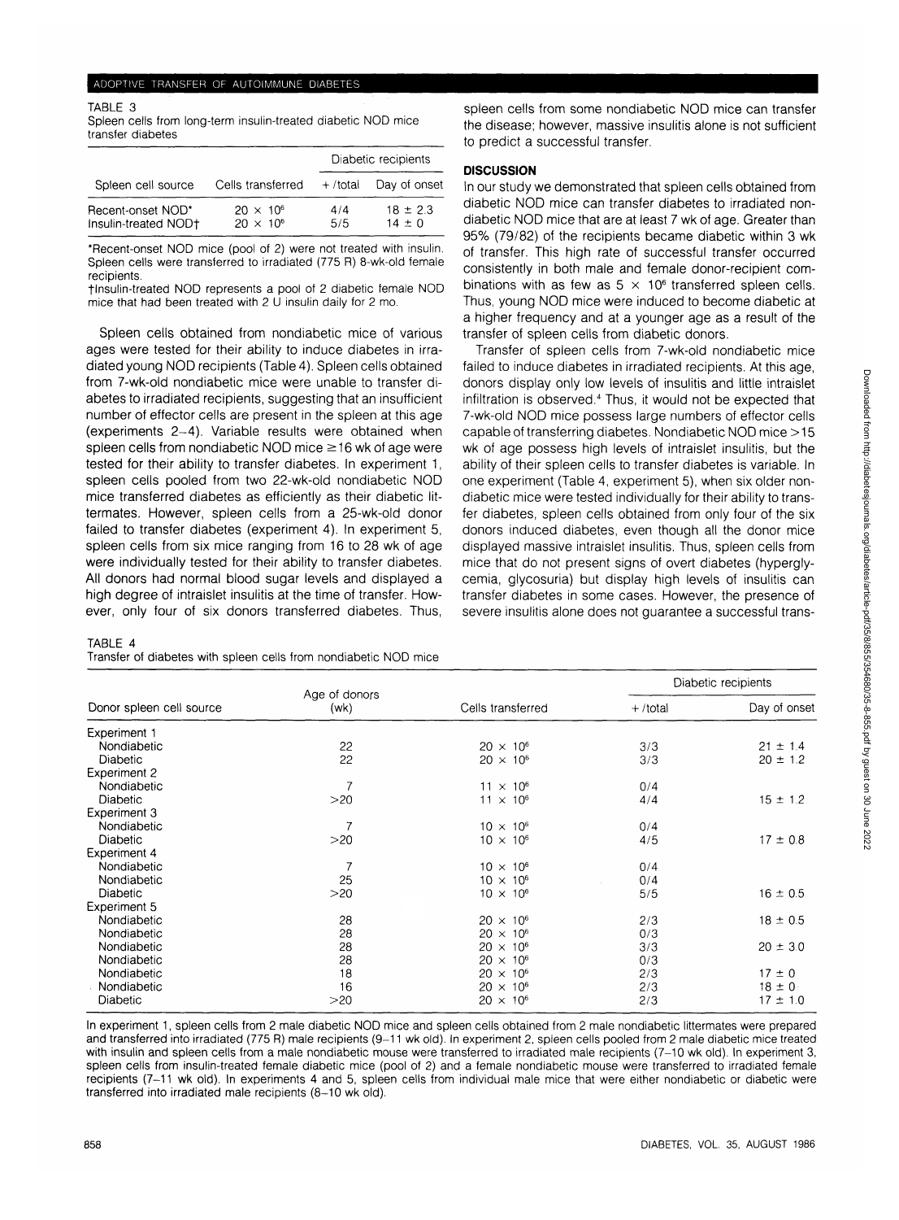TABLE 3
Spleen cells from long-term insulin-treated diabetic NOD mice transfer diabetes

| Spleen cell source | Cells transferred | Diabetic recipients | |
|---|---|---|---|
| | | + /total | Day of onset |
| Recent-onset NOD* | $20 \times 10^6$ | 4/4 | 18 ± 2.3 |
| Insulin-treated NOD† | $20 \times 10^6$ | 5/5 | 14 ± 0 |

*Recent-onset NOD mice (pool of 2) were not treated with insulin. Spleen cells were transferred to irradiated (775 R) 8-wk-old female recipients.

†Insulin-treated NOD represents a pool of 2 diabetic female NOD mice that had been treated with 2 U insulin daily for 2 mo.

Spleen cells obtained from nondiabetic mice of various ages were tested for their ability to induce diabetes in irradiated young NOD recipients (Table 4). Spleen cells obtained from 7-wk-old nondiabetic mice were unable to transfer diabetes to irradiated recipients, suggesting that an insufficient number of effector cells are present in the spleen at this age (experiments 2–4). Variable results were obtained when spleen cells from nondiabetic NOD mice ≥16 wk of age were tested for their ability to transfer diabetes. In experiment 1, spleen cells pooled from two 22-wk-old nondiabetic NOD mice transferred diabetes as efficiently as their diabetic littermates. However, spleen cells from a 25-wk-old donor failed to transfer diabetes (experiment 4). In experiment 5, spleen cells from six mice ranging from 16 to 28 wk of age were individually tested for their ability to transfer diabetes. All donors had normal blood sugar levels and displayed a high degree of intraislet insulitis at the time of transfer. However, only four of six donors transferred diabetes. Thus, spleen cells from some nondiabetic NOD mice can transfer the disease; however, massive insulitis alone is not sufficient to predict a successful transfer.

## DISCUSSION

In our study we demonstrated that spleen cells obtained from diabetic NOD mice can transfer diabetes to irradiated nondiabetic NOD mice that are at least 7 wk of age. Greater than 95% (79/82) of the recipients became diabetic within 3 wk of transfer. This high rate of successful transfer occurred consistently in both male and female donor-recipient combinations with as few as $5 \times 10^6$ transferred spleen cells. Thus, young NOD mice were induced to become diabetic at a higher frequency and at a younger age as a result of the transfer of spleen cells from diabetic donors.

Transfer of spleen cells from 7-wk-old nondiabetic mice failed to induce diabetes in irradiated recipients. At this age, donors display only low levels of insulitis and little intraislet infiltration is observed.[4] Thus, it would not be expected that 7-wk-old NOD mice possess large numbers of effector cells capable of transferring diabetes. Nondiabetic NOD mice >15 wk of age possess high levels of intraislet insulitis, but the ability of their spleen cells to transfer diabetes is variable. In one experiment (Table 4, experiment 5), when six older nondiabetic mice were tested individually for their ability to transfer diabetes, spleen cells obtained from only four of the six donors induced diabetes, even though all the donor mice displayed massive intraislet insulitis. Thus, spleen cells from mice that do not present signs of overt diabetes (hyperglycemia, glycosuria) but display high levels of insulitis can transfer diabetes in some cases. However, the presence of severe insulitis alone does not guarantee a successful trans-

TABLE 4
Transfer of diabetes with spleen cells from nondiabetic NOD mice

| Donor spleen cell source | Age of donors (wk) | Cells transferred | Diabetic recipients | |
|---|---|---|---|---|
| | | | + /total | Day of onset |
| Experiment 1 | | | | |
| Nondiabetic | 22 | $20 \times 10^6$ | 3/3 | 21 ± 1.4 |
| Diabetic | 22 | $20 \times 10^6$ | 3/3 | 20 ± 1.2 |
| Experiment 2 | | | | |
| Nondiabetic | 7 | $11 \times 10^6$ | 0/4 | |
| Diabetic | >20 | $11 \times 10^6$ | 4/4 | 15 ± 1.2 |
| Experiment 3 | | | | |
| Nondiabetic | 7 | $10 \times 10^6$ | 0/4 | |
| Diabetic | >20 | $10 \times 10^6$ | 4/5 | 17 ± 0.8 |
| Experiment 4 | | | | |
| Nondiabetic | 7 | $10 \times 10^6$ | 0/4 | |
| Nondiabetic | 25 | $10 \times 10^6$ | 0/4 | |
| Diabetic | >20 | $10 \times 10^6$ | 5/5 | 16 ± 0.5 |
| Experiment 5 | | | | |
| Nondiabetic | 28 | $20 \times 10^6$ | 2/3 | 18 ± 0.5 |
| Nondiabetic | 28 | $20 \times 10^6$ | 0/3 | |
| Nondiabetic | 28 | $20 \times 10^6$ | 3/3 | 20 ± 3.0 |
| Nondiabetic | 28 | $20 \times 10^6$ | 0/3 | |
| Nondiabetic | 18 | $20 \times 10^6$ | 2/3 | 17 ± 0 |
| Nondiabetic | 16 | $20 \times 10^6$ | 2/3 | 18 ± 0 |
| Diabetic | >20 | $20 \times 10^6$ | 2/3 | 17 ± 1.0 |

In experiment 1, spleen cells from 2 male diabetic NOD mice and spleen cells obtained from 2 male nondiabetic littermates were prepared and transferred into irradiated (775 R) male recipients (9–11 wk old). In experiment 2, spleen cells pooled from 2 male diabetic mice treated with insulin and spleen cells from a male nondiabetic mouse were transferred to irradiated male recipients (7–10 wk old). In experiment 3, spleen cells from insulin-treated female diabetic mice (pool of 2) and a female nondiabetic mouse were transferred to irradiated female recipients (7–11 wk old). In experiments 4 and 5, spleen cells from individual male mice that were either nondiabetic or diabetic were transferred into irradiated male recipients (8–10 wk old).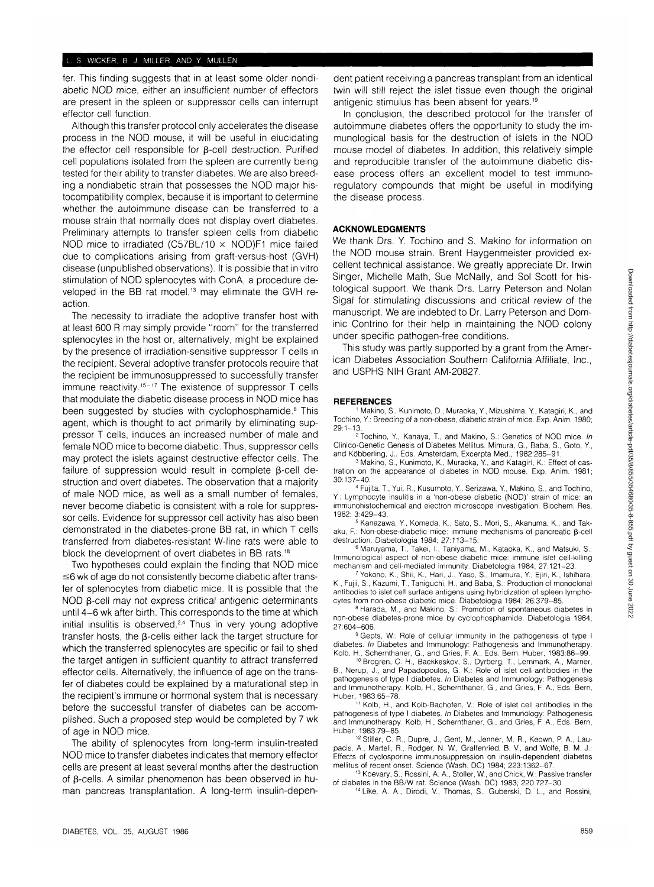fer. This finding suggests that in at least some older nondiabetic NOD mice, either an insufficient number of effectors are present in the spleen or suppressor cells can interrupt effector cell function.

Although this transfer protocol only accelerates the disease process in the NOD mouse, it will be useful in elucidating the effector cell responsible for β-cell destruction. Purified cell populations isolated from the spleen are currently being tested for their ability to transfer diabetes. We are also breeding a nondiabetic strain that possesses the NOD major histocompatibility complex, because it is important to determine whether the autoimmune disease can be transferred to a mouse strain that normally does not display overt diabetes. Preliminary attempts to transfer spleen cells from diabetic NOD mice to irradiated (C57BL/10 × NOD)F1 mice failed due to complications arising from graft-versus-host (GVH) disease (unpublished observations). It is possible that in vitro stimulation of NOD splenocytes with ConA, a procedure developed in the BB rat model,[13] may eliminate the GVH reaction.

The necessity to irradiate the adoptive transfer host with at least 600 R may simply provide "room" for the transferred splenocytes in the host or, alternatively, might be explained by the presence of irradiation-sensitive suppressor T cells in the recipient. Several adoptive transfer protocols require that the recipient be immunosuppressed to successfully transfer immune reactivity.[15–17] The existence of suppressor T cells that modulate the diabetic disease process in NOD mice has been suggested by studies with cyclophosphamide.[8] This agent, which is thought to act primarily by eliminating suppressor T cells, induces an increased number of male and female NOD mice to become diabetic. Thus, suppressor cells may protect the islets against destructive effector cells. The failure of suppression would result in complete β-cell destruction and overt diabetes. The observation that a majority of male NOD mice, as well as a small number of females, never become diabetic is consistent with a role for suppressor cells. Evidence for suppressor cell activity has also been demonstrated in the diabetes-prone BB rat, in which T cells transferred from diabetes-resistant W-line rats were able to block the development of overt diabetes in BB rats.[18]

Two hypotheses could explain the finding that NOD mice ≤6 wk of age do not consistently become diabetic after transfer of splenocytes from diabetic mice. It is possible that the NOD β-cell may not express critical antigenic determinants until 4–6 wk after birth. This corresponds to the time at which initial insulitis is observed.[2,4] Thus in very young adoptive transfer hosts, the β-cells either lack the target structure for which the transferred splenocytes are specific or fail to shed the target antigen in sufficient quantity to attract transferred effector cells. Alternatively, the influence of age on the transfer of diabetes could be explained by a maturational step in the recipient's immune or hormonal system that is necessary before the successful transfer of diabetes can be accomplished. Such a proposed step would be completed by 7 wk of age in NOD mice.

The ability of splenocytes from long-term insulin-treated NOD mice to transfer diabetes indicates that memory effector cells are present at least several months after the destruction of β-cells. A similar phenomenon has been observed in human pancreas transplantation. A long-term insulin-dependent patient receiving a pancreas transplant from an identical twin will still reject the islet tissue even though the original antigenic stimulus has been absent for years.[19]

In conclusion, the described protocol for the transfer of autoimmune diabetes offers the opportunity to study the immunological basis for the destruction of islets in the NOD mouse model of diabetes. In addition, this relatively simple and reproducible transfer of the autoimmune diabetic disease process offers an excellent model to test immunoregulatory compounds that might be useful in modifying the disease process.

## ACKNOWLEDGMENTS

We thank Drs. Y. Tochino and S. Makino for information on the NOD mouse strain. Brent Haygenmeister provided excellent technical assistance. We greatly appreciate Dr. Irwin Singer, Michelle Math, Sue McNally, and Sol Scott for histological support. We thank Drs. Larry Peterson and Nolan Sigal for stimulating discussions and critical review of the manuscript. We are indebted to Dr. Larry Peterson and Dominic Contrino for their help in maintaining the NOD colony under specific pathogen-free conditions.

This study was partly supported by a grant from the American Diabetes Association Southern California Affiliate, Inc., and USPHS NIH Grant AM-20827.

## REFERENCES

1. Makino, S., Kunimoto, D., Muraoka, Y., Mizushima, Y., Katagiri, K., and Tochino, Y.: Breeding of a non-obese, diabetic strain of mice. Exp. Anim. 1980; 29:1–13.
2. Tochino, Y., Kanaya, T., and Makino, S.: Genetics of NOD mice. *In* Clinico-Genetic Genesis of Diabetes Mellitus. Mimura, G., Baba, S., Goto, Y., and Köbberling, J., Eds. Amsterdam, Excerpta Med., 1982:285–91.
3. Makino, S., Kunimoto, K., Muraoka, Y., and Katagiri, K.: Effect of castration on the appearance of diabetes in NOD mouse. Exp. Anim. 1981; 30:137–40.
4. Fujita, T., Yui, R., Kusumoto, Y., Serizawa, Y., Makino, S., and Tochino, Y.: Lymphocyte insulitis in a 'non-obese diabetic (NOD)' strain of mice: an immunohistochemical and electron microscope investigation. Biochem. Res. 1982; 3:429–43.
5. Kanazawa, Y., Komeda, K., Sato, S., Mori, S., Akanuma, K., and Takaku, F.: Non-obese-diabetic mice: immune mechanisms of pancreatic β-cell destruction. Diabetologia 1984; 27:113–15.
6. Maruyama, T., Takei, I., Taniyama, M., Kataoka, K., and Matsuki, S.: Immunological aspect of non-obese diabetic mice: immune islet cell-killing mechanism and cell-mediated immunity. Diabetologia 1984; 27:121–23.
7. Yokono, K., Shii, K., Hari, J., Yaso, S., Imamura, Y., Ejiri, K., Ishihara, K., Fujii, S., Kazumi, T., Taniguchi, H., and Baba, S.: Production of monoclonal antibodies to islet cell surface antigens using hybridization of spleen lymphocytes from non-obese diabetic mice. Diabetologia 1984; 26:379–85.
8. Harada, M., and Makino, S.: Promotion of spontaneous diabetes in non-obese diabetes-prone mice by cyclophosphamide. Diabetologia 1984; 27:604–606.
9. Gepts, W.: Role of cellular immunity in the pathogenesis of type I diabetes. *In* Diabetes and Immunology: Pathogenesis and Immunotherapy. Kolb, H., Schernthaner, G., and Gries, F. A., Eds. Bern, Huber, 1983:86–99.
10. Brogren, C. H., Baekkeskov, S., Dyrberg, T., Lernmark, A., Marner, B., Nerup, J., and Papadopoulos, G. K.: Role of islet cell antibodies in the pathogenesis of type I diabetes. *In* Diabetes and Immunology: Pathogenesis and Immunotherapy. Kolb, H., Schernthaner, G., and Gries, F. A., Eds. Bern, Huber, 1983:65–78.
11. Kolb, H., and Kolb-Bachofen, V.: Role of islet cell antibodies in the pathogenesis of type I diabetes. *In* Diabetes and Immunology: Pathogenesis and Immunotherapy. Kolb, H., Schernthaner, G., and Gries, F. A., Eds. Bern, Huber, 1983:79–85.
12. Stiller, C. R., Dupre, J., Gent, M., Jenner, M. R., Keown, P. A., Laupacis, A., Martell, R., Rodger, N. W., Graffenried, B. V., and Wolfe, B. M. J.: Effects of cyclosporine immunosuppression on insulin-dependent diabetes mellitus of recent onset. Science (Wash. DC) 1984; 223:1362–67.
13. Koevary, S., Rossini, A. A., Stoller, W., and Chick, W.: Passive transfer of diabetes in the BB/W rat. Science (Wash. DC) 1983; 220:727–30.
14. Like, A. A., Dirodi, V., Thomas, S., Guberski, D. L., and Rossini,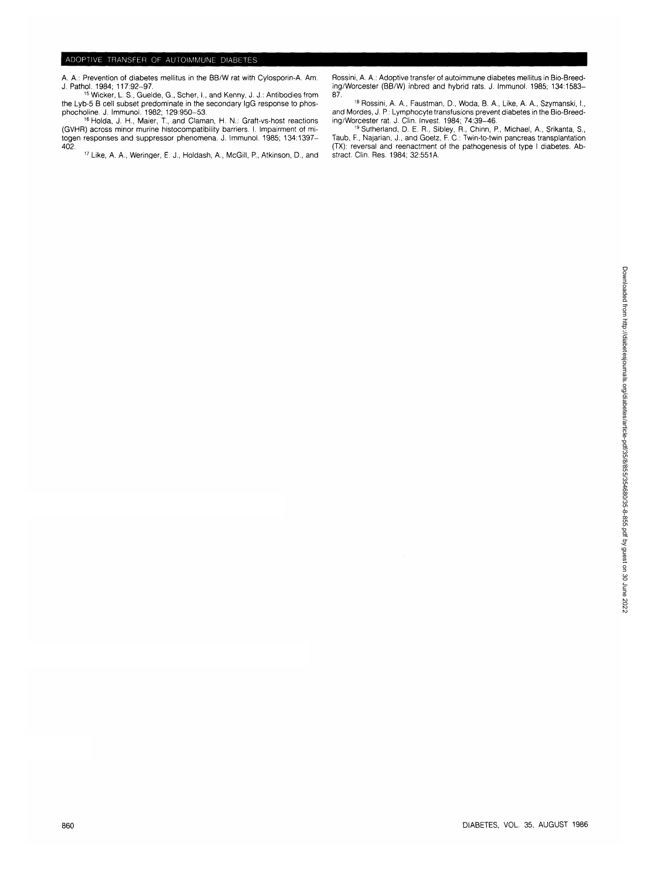A. A.: Prevention of diabetes mellitus in the BB/W rat with Cylosporin-A. Am. J. Pathol. 1984; 117:92–97.

[15] Wicker, L. S., Guelde, G., Scher, I., and Kenny, J. J.: Antibodies from the Lyb-5 B cell subset predominate in the secondary IgG response to phosphocholine. J. Immunol. 1982; 129:950–53.

[16] Holda, J. H., Maier, T., and Claman, H. N.: Graft-vs-host reactions (GVHR) across minor murine histocompatibility barriers. I. Impairment of mitogen responses and suppressor phenomena. J. Immunol. 1985; 134:1397–402.

[17] Like, A. A., Weringer, E. J., Holdash, A., McGill, P., Atkinson, D., and Rossini, A. A.: Adoptive transfer of autoimmune diabetes mellitus in Bio-Breeding/Worcester (BB/W) inbred and hybrid rats. J. Immunol. 1985; 134:1583–87.

[18] Rossini, A. A., Faustman, D., Woda, B. A., Like, A. A., Szymanski, I., and Mordes, J. P.: Lymphocyte transfusions prevent diabetes in the Bio-Breeding/Worcester rat. J. Clin. Invest. 1984; 74:39–46.

[19] Sutherland, D. E. R., Sibley, R., Chinn, P., Michael, A., Srikanta, S., Taub, F., Najarian, J., and Goetz, F. C.: Twin-to-twin pancreas transplantation (TX): reversal and reenactment of the pathogenesis of type I diabetes. Abstract. Clin. Res. 1984; 32:551A.